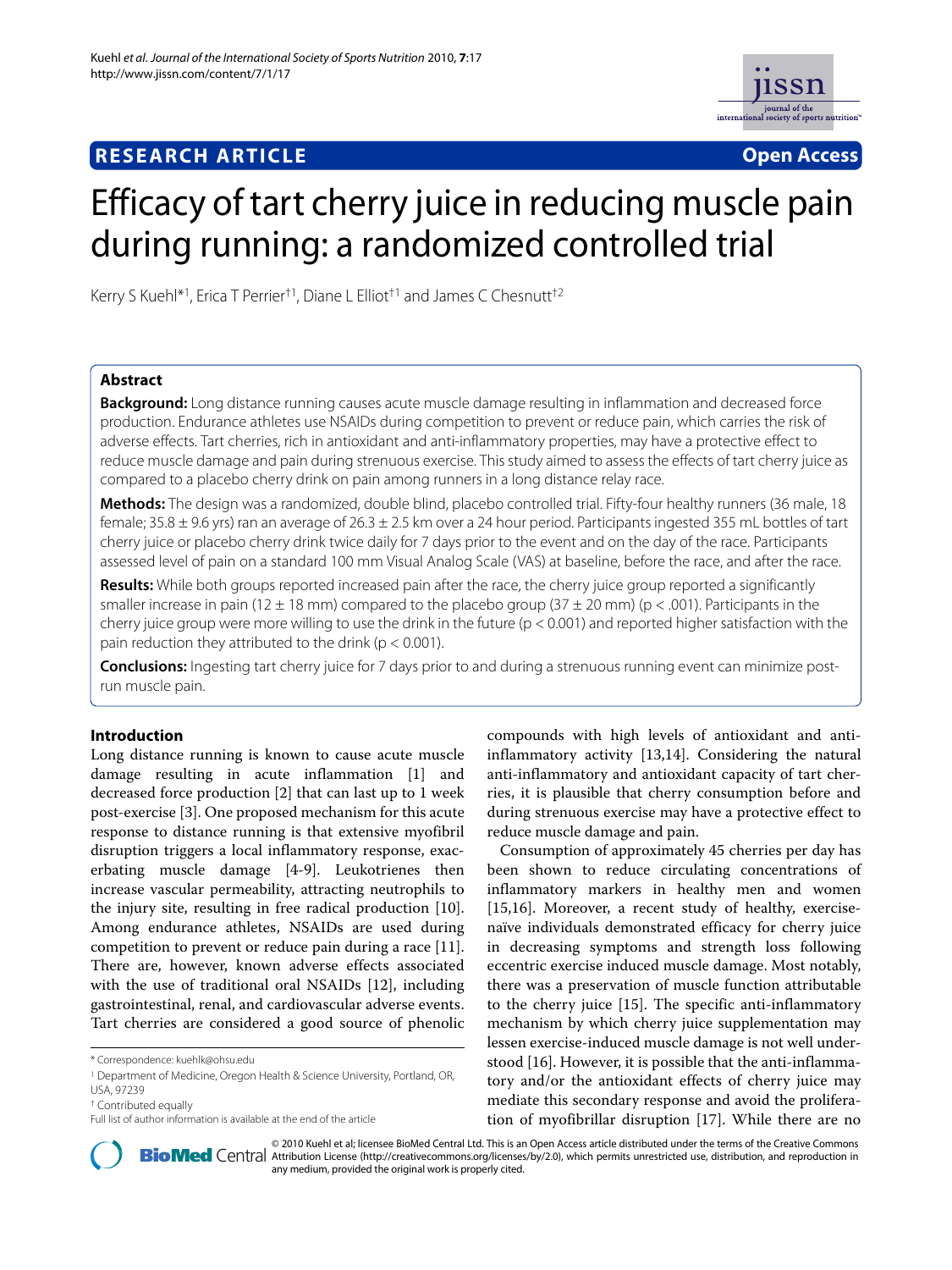RESEARCH ARTICLE

Open Access

# Efficacy of tart cherry juice in reducing muscle pain during running: a randomized controlled trial

Kerry S Kuehl*[1], Erica T Perrier†[1], Diane L Elliot†[1] and James C Chesnutt†[2]

## Abstract

**Background:** Long distance running causes acute muscle damage resulting in inflammation and decreased force production. Endurance athletes use NSAIDs during competition to prevent or reduce pain, which carries the risk of adverse effects. Tart cherries, rich in antioxidant and anti-inflammatory properties, may have a protective effect to reduce muscle damage and pain during strenuous exercise. This study aimed to assess the effects of tart cherry juice as compared to a placebo cherry drink on pain among runners in a long distance relay race.

**Methods:** The design was a randomized, double blind, placebo controlled trial. Fifty-four healthy runners (36 male, 18 female; 35.8 ± 9.6 yrs) ran an average of 26.3 ± 2.5 km over a 24 hour period. Participants ingested 355 mL bottles of tart cherry juice or placebo cherry drink twice daily for 7 days prior to the event and on the day of the race. Participants assessed level of pain on a standard 100 mm Visual Analog Scale (VAS) at baseline, before the race, and after the race.

**Results:** While both groups reported increased pain after the race, the cherry juice group reported a significantly smaller increase in pain (12 ± 18 mm) compared to the placebo group (37 ± 20 mm) ($p < .001$). Participants in the cherry juice group were more willing to use the drink in the future ($p < 0.001$) and reported higher satisfaction with the pain reduction they attributed to the drink ($p < 0.001$).

**Conclusions:** Ingesting tart cherry juice for 7 days prior to and during a strenuous running event can minimize post-run muscle pain.

## Introduction

Long distance running is known to cause acute muscle damage resulting in acute inflammation [1] and decreased force production [2] that can last up to 1 week post-exercise [3]. One proposed mechanism for this acute response to distance running is that extensive myofibril disruption triggers a local inflammatory response, exacerbating muscle damage [4-9]. Leukotrienes then increase vascular permeability, attracting neutrophils to the injury site, resulting in free radical production [10]. Among endurance athletes, NSAIDs are used during competition to prevent or reduce pain during a race [11]. There are, however, known adverse effects associated with the use of traditional oral NSAIDs [12], including gastrointestinal, renal, and cardiovascular adverse events. Tart cherries are considered a good source of phenolic compounds with high levels of antioxidant and anti-inflammatory activity [13,14]. Considering the natural anti-inflammatory and antioxidant capacity of tart cherries, it is plausible that cherry consumption before and during strenuous exercise may have a protective effect to reduce muscle damage and pain.

Consumption of approximately 45 cherries per day has been shown to reduce circulating concentrations of inflammatory markers in healthy men and women [15,16]. Moreover, a recent study of healthy, exercise-naïve individuals demonstrated efficacy for cherry juice in decreasing symptoms and strength loss following eccentric exercise induced muscle damage. Most notably, there was a preservation of muscle function attributable to the cherry juice [15]. The specific anti-inflammatory mechanism by which cherry juice supplementation may lessen exercise-induced muscle damage is not well understood [16]. However, it is possible that the anti-inflammatory and/or the antioxidant effects of cherry juice may mediate this secondary response and avoid the proliferation of myofibrillar disruption [17]. While there are no

\* Correspondence: kuehlk@ohsu.edu

[1] Department of Medicine, Oregon Health & Science University, Portland, OR, USA, 97239

† Contributed equally

Full list of author information is available at the end of the article

© 2010 Kuehl et al; licensee BioMed Central Ltd. This is an Open Access article distributed under the terms of the Creative Commons Attribution License (http://creativecommons.org/licenses/by/2.0), which permits unrestricted use, distribution, and reproduction in any medium, provided the original work is properly cited.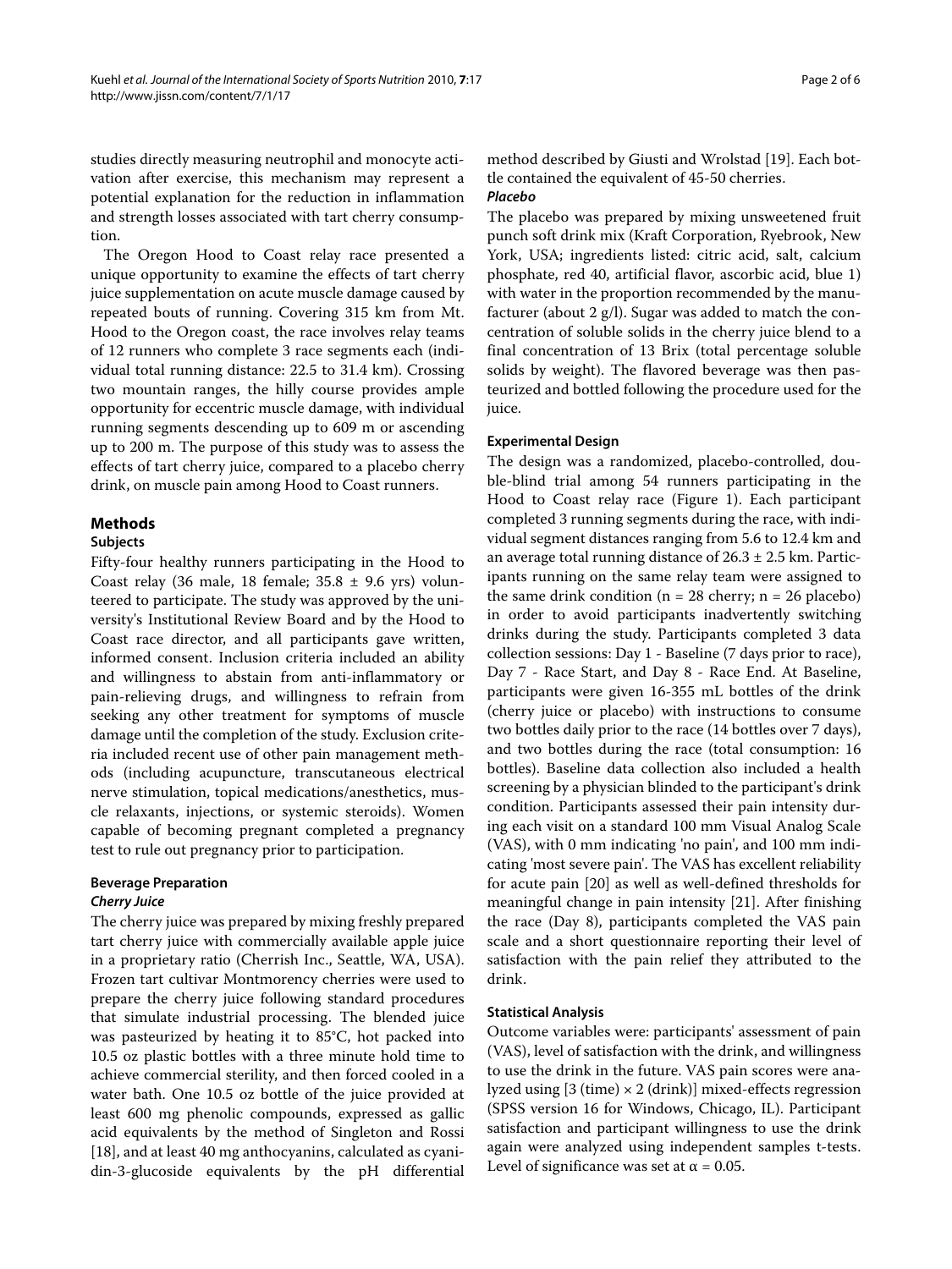studies directly measuring neutrophil and monocyte activation after exercise, this mechanism may represent a potential explanation for the reduction in inflammation and strength losses associated with tart cherry consumption.

The Oregon Hood to Coast relay race presented a unique opportunity to examine the effects of tart cherry juice supplementation on acute muscle damage caused by repeated bouts of running. Covering 315 km from Mt. Hood to the Oregon coast, the race involves relay teams of 12 runners who complete 3 race segments each (individual total running distance: 22.5 to 31.4 km). Crossing two mountain ranges, the hilly course provides ample opportunity for eccentric muscle damage, with individual running segments descending up to 609 m or ascending up to 200 m. The purpose of this study was to assess the effects of tart cherry juice, compared to a placebo cherry drink, on muscle pain among Hood to Coast runners.

## Methods

### Subjects

Fifty-four healthy runners participating in the Hood to Coast relay (36 male, 18 female; 35.8 ± 9.6 yrs) volunteered to participate. The study was approved by the university's Institutional Review Board and by the Hood to Coast race director, and all participants gave written, informed consent. Inclusion criteria included an ability and willingness to abstain from anti-inflammatory or pain-relieving drugs, and willingness to refrain from seeking any other treatment for symptoms of muscle damage until the completion of the study. Exclusion criteria included recent use of other pain management methods (including acupuncture, transcutaneous electrical nerve stimulation, topical medications/anesthetics, muscle relaxants, injections, or systemic steroids). Women capable of becoming pregnant completed a pregnancy test to rule out pregnancy prior to participation.

### Beverage Preparation

#### *Cherry Juice*

The cherry juice was prepared by mixing freshly prepared tart cherry juice with commercially available apple juice in a proprietary ratio (Cherrish Inc., Seattle, WA, USA). Frozen tart cultivar Montmorency cherries were used to prepare the cherry juice following standard procedures that simulate industrial processing. The blended juice was pasteurized by heating it to 85°C, hot packed into 10.5 oz plastic bottles with a three minute hold time to achieve commercial sterility, and then forced cooled in a water bath. One 10.5 oz bottle of the juice provided at least 600 mg phenolic compounds, expressed as gallic acid equivalents by the method of Singleton and Rossi [18], and at least 40 mg anthocyanins, calculated as cyanidin-3-glucoside equivalents by the pH differential method described by Giusti and Wrolstad [19]. Each bottle contained the equivalent of 45-50 cherries.

#### *Placebo*

The placebo was prepared by mixing unsweetened fruit punch soft drink mix (Kraft Corporation, Ryebrook, New York, USA; ingredients listed: citric acid, salt, calcium phosphate, red 40, artificial flavor, ascorbic acid, blue 1) with water in the proportion recommended by the manufacturer (about 2 g/l). Sugar was added to match the concentration of soluble solids in the cherry juice blend to a final concentration of 13 Brix (total percentage soluble solids by weight). The flavored beverage was then pasteurized and bottled following the procedure used for the juice.

### Experimental Design

The design was a randomized, placebo-controlled, double-blind trial among 54 runners participating in the Hood to Coast relay race (Figure 1). Each participant completed 3 running segments during the race, with individual segment distances ranging from 5.6 to 12.4 km and an average total running distance of 26.3 ± 2.5 km. Participants running on the same relay team were assigned to the same drink condition (n = 28 cherry; n = 26 placebo) in order to avoid participants inadvertently switching drinks during the study. Participants completed 3 data collection sessions: Day 1 - Baseline (7 days prior to race), Day 7 - Race Start, and Day 8 - Race End. At Baseline, participants were given 16-355 mL bottles of the drink (cherry juice or placebo) with instructions to consume two bottles daily prior to the race (14 bottles over 7 days), and two bottles during the race (total consumption: 16 bottles). Baseline data collection also included a health screening by a physician blinded to the participant's drink condition. Participants assessed their pain intensity during each visit on a standard 100 mm Visual Analog Scale (VAS), with 0 mm indicating 'no pain', and 100 mm indicating 'most severe pain'. The VAS has excellent reliability for acute pain [20] as well as well-defined thresholds for meaningful change in pain intensity [21]. After finishing the race (Day 8), participants completed the VAS pain scale and a short questionnaire reporting their level of satisfaction with the pain relief they attributed to the drink.

### Statistical Analysis

Outcome variables were: participants' assessment of pain (VAS), level of satisfaction with the drink, and willingness to use the drink in the future. VAS pain scores were analyzed using [3 (time) × 2 (drink)] mixed-effects regression (SPSS version 16 for Windows, Chicago, IL). Participant satisfaction and participant willingness to use the drink again were analyzed using independent samples t-tests. Level of significance was set at $\alpha = 0.05$.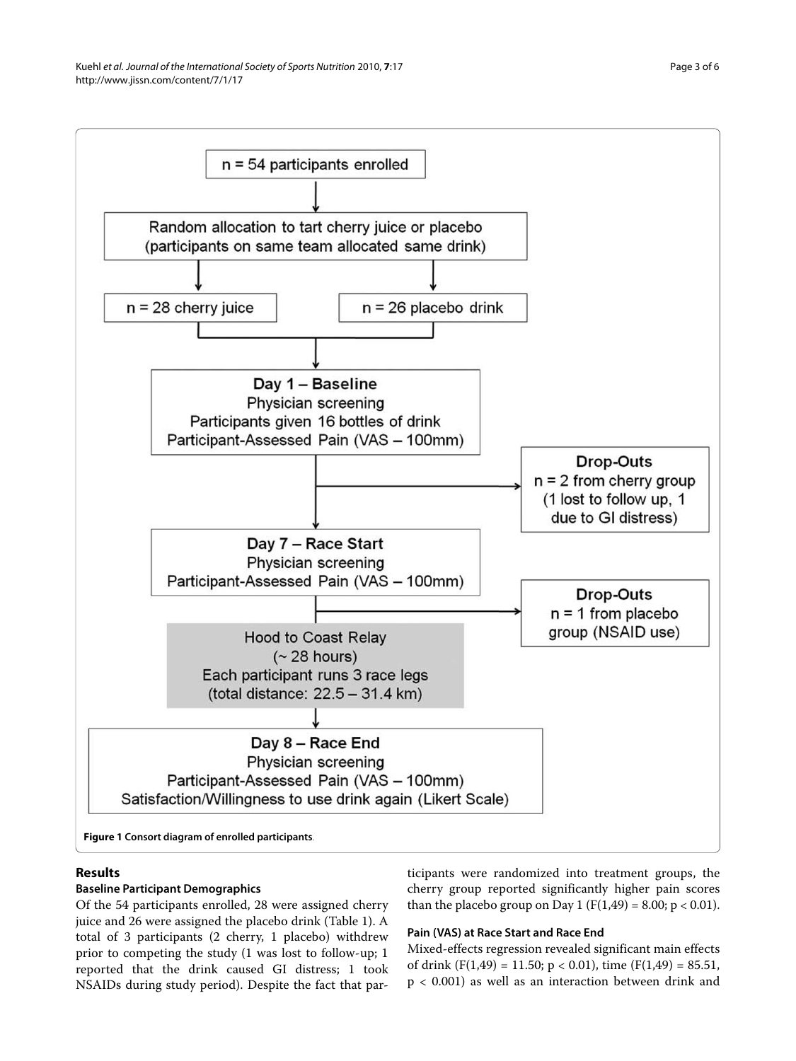n = 54 participants enrolled

Random allocation to tart cherry juice or placebo (participants on same team allocated same drink)

n = 28 cherry juice | n = 26 placebo drink

**Day 1 – Baseline**
Physician screening
Participants given 16 bottles of drink
Participant-Assessed Pain (VAS – 100mm)

**Drop-Outs**
n = 2 from cherry group (1 lost to follow up, 1 due to GI distress)

**Day 7 – Race Start**
Physician screening
Participant-Assessed Pain (VAS – 100mm)

**Drop-Outs**
n = 1 from placebo group (NSAID use)

Hood to Coast Relay
(~ 28 hours)
Each participant runs 3 race legs
(total distance: 22.5 – 31.4 km)

**Day 8 – Race End**
Physician screening
Participant-Assessed Pain (VAS – 100mm)
Satisfaction/Willingness to use drink again (Likert Scale)

**Figure 1 Consort diagram of enrolled participants**.

## Results

### Baseline Participant Demographics

Of the 54 participants enrolled, 28 were assigned cherry juice and 26 were assigned the placebo drink (Table 1). A total of 3 participants (2 cherry, 1 placebo) withdrew prior to competing the study (1 was lost to follow-up; 1 reported that the drink caused GI distress; 1 took NSAIDs during study period). Despite the fact that participants were randomized into treatment groups, the cherry group reported significantly higher pain scores than the placebo group on Day 1 ($F(1,49) = 8.00$; $p < 0.01$).

### Pain (VAS) at Race Start and Race End

Mixed-effects regression revealed significant main effects of drink ($F(1,49) = 11.50$; $p < 0.01$), time ($F(1,49) = 85.51$, $p < 0.001$) as well as an interaction between drink and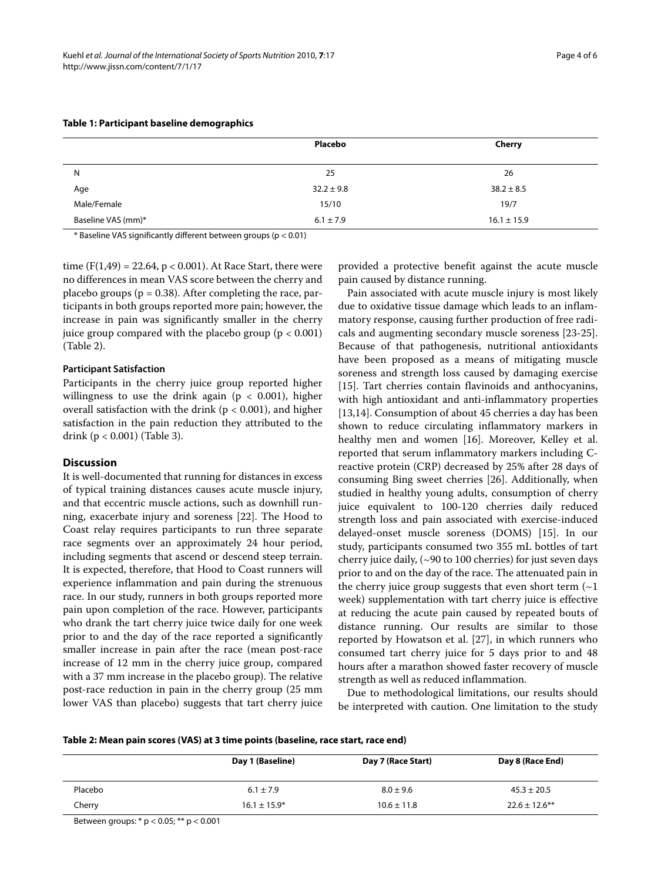**Table 1: Participant baseline demographics**

| | Placebo | Cherry |
|---|---|---|
| N | 25 | 26 |
| Age | 32.2 ± 9.8 | 38.2 ± 8.5 |
| Male/Female | 15/10 | 19/7 |
| Baseline VAS (mm)* | 6.1 ± 7.9 | 16.1 ± 15.9 |

\* Baseline VAS significantly different between groups ($p < 0.01$)

time ($F(1,49) = 22.64$, $p < 0.001$). At Race Start, there were no differences in mean VAS score between the cherry and placebo groups ($p = 0.38$). After completing the race, participants in both groups reported more pain; however, the increase in pain was significantly smaller in the cherry juice group compared with the placebo group ($p < 0.001$) (Table 2).

### Participant Satisfaction

Participants in the cherry juice group reported higher willingness to use the drink again ($p < 0.001$), higher overall satisfaction with the drink ($p < 0.001$), and higher satisfaction in the pain reduction they attributed to the drink ($p < 0.001$) (Table 3).

## Discussion

It is well-documented that running for distances in excess of typical training distances causes acute muscle injury, and that eccentric muscle actions, such as downhill running, exacerbate injury and soreness [22]. The Hood to Coast relay requires participants to run three separate race segments over an approximately 24 hour period, including segments that ascend or descend steep terrain. It is expected, therefore, that Hood to Coast runners will experience inflammation and pain during the strenuous race. In our study, runners in both groups reported more pain upon completion of the race. However, participants who drank the tart cherry juice twice daily for one week prior to and the day of the race reported a significantly smaller increase in pain after the race (mean post-race increase of 12 mm in the cherry juice group, compared with a 37 mm increase in the placebo group). The relative post-race reduction in pain in the cherry group (25 mm lower VAS than placebo) suggests that tart cherry juice provided a protective benefit against the acute muscle pain caused by distance running.

Pain associated with acute muscle injury is most likely due to oxidative tissue damage which leads to an inflammatory response, causing further production of free radicals and augmenting secondary muscle soreness [23-25]. Because of that pathogenesis, nutritional antioxidants have been proposed as a means of mitigating muscle soreness and strength loss caused by damaging exercise [15]. Tart cherries contain flavinoids and anthocyanins, with high antioxidant and anti-inflammatory properties [13,14]. Consumption of about 45 cherries a day has been shown to reduce circulating inflammatory markers in healthy men and women [16]. Moreover, Kelley et al. reported that serum inflammatory markers including C-reactive protein (CRP) decreased by 25% after 28 days of consuming Bing sweet cherries [26]. Additionally, when studied in healthy young adults, consumption of cherry juice equivalent to 100-120 cherries daily reduced strength loss and pain associated with exercise-induced delayed-onset muscle soreness (DOMS) [15]. In our study, participants consumed two 355 mL bottles of tart cherry juice daily, (~90 to 100 cherries) for just seven days prior to and on the day of the race. The attenuated pain in the cherry juice group suggests that even short term (~1 week) supplementation with tart cherry juice is effective at reducing the acute pain caused by repeated bouts of distance running. Our results are similar to those reported by Howatson et al. [27], in which runners who consumed tart cherry juice for 5 days prior to and 48 hours after a marathon showed faster recovery of muscle strength as well as reduced inflammation.

Due to methodological limitations, our results should be interpreted with caution. One limitation to the study

**Table 2: Mean pain scores (VAS) at 3 time points (baseline, race start, race end)**

| | Day 1 (Baseline) | Day 7 (Race Start) | Day 8 (Race End) |
|---|---|---|---|
| Placebo | 6.1 ± 7.9 | 8.0 ± 9.6 | 45.3 ± 20.5 |
| Cherry | 16.1 ± 15.9* | 10.6 ± 11.8 | 22.6 ± 12.6** |

Between groups: * $p < 0.05$; ** $p < 0.001$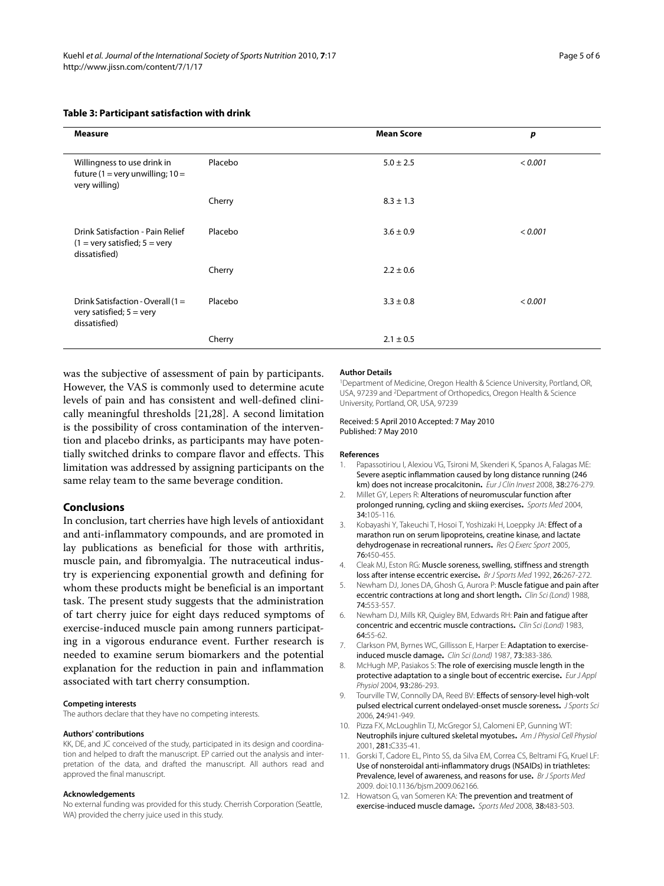**Table 3: Participant satisfaction with drink**

| Measure | | Mean Score | p |
| --- | --- | --- | --- |
| Willingness to use drink in future (1 = very unwilling; 10 = very willing) | Placebo | 5.0 ± 2.5 | < 0.001 |
| | Cherry | 8.3 ± 1.3 | |
| Drink Satisfaction - Pain Relief (1 = very satisfied; 5 = very dissatisfied) | Placebo | 3.6 ± 0.9 | < 0.001 |
| | Cherry | 2.2 ± 0.6 | |
| Drink Satisfaction - Overall (1 = very satisfied; 5 = very dissatisfied) | Placebo | 3.3 ± 0.8 | < 0.001 |
| | Cherry | 2.1 ± 0.5 | |

was the subjective of assessment of pain by participants. However, the VAS is commonly used to determine acute levels of pain and has consistent and well-defined clinically meaningful thresholds [21,28]. A second limitation is the possibility of cross contamination of the intervention and placebo drinks, as participants may have potentially switched drinks to compare flavor and effects. This limitation was addressed by assigning participants on the same relay team to the same beverage condition.

## Conclusions

In conclusion, tart cherries have high levels of antioxidant and anti-inflammatory compounds, and are promoted in lay publications as beneficial for those with arthritis, muscle pain, and fibromyalgia. The nutraceutical industry is experiencing exponential growth and defining for whom these products might be beneficial is an important task. The present study suggests that the administration of tart cherry juice for eight days reduced symptoms of exercise-induced muscle pain among runners participating in a vigorous endurance event. Further research is needed to examine serum biomarkers and the potential explanation for the reduction in pain and inflammation associated with tart cherry consumption.

#### Competing interests

The authors declare that they have no competing interests.

#### Authors' contributions

KK, DE, and JC conceived of the study, participated in its design and coordination and helped to draft the manuscript. EP carried out the analysis and interpretation of the data, and drafted the manuscript. All authors read and approved the final manuscript.

#### Acknowledgements

No external funding was provided for this study. Cherrish Corporation (Seattle, WA) provided the cherry juice used in this study.

#### Author Details

[1]Department of Medicine, Oregon Health & Science University, Portland, OR, USA, 97239 and [2]Department of Orthopedics, Oregon Health & Science University, Portland, OR, USA, 97239

Received: 5 April 2010 Accepted: 7 May 2010
Published: 7 May 2010

#### References

1. Papassotiriou I, Alexiou VG, Tsironi M, Skenderi K, Spanos A, Falagas ME: **Severe aseptic inflammation caused by long distance running (246 km) does not increase procalcitonin.** *Eur J Clin Invest* 2008, **38:**276-279.
2. Millet GY, Lepers R: **Alterations of neuromuscular function after prolonged running, cycling and skiing exercises.** *Sports Med* 2004, **34:**105-116.
3. Kobayashi Y, Takeuchi T, Hosoi T, Yoshizaki H, Loeppky JA: **Effect of a marathon run on serum lipoproteins, creatine kinase, and lactate dehydrogenase in recreational runners.** *Res Q Exerc Sport* 2005, **76:**450-455.
4. Cleak MJ, Eston RG: **Muscle soreness, swelling, stiffness and strength loss after intense eccentric exercise.** *Br J Sports Med* 1992, **26:**267-272.
5. Newham DJ, Jones DA, Ghosh G, Aurora P: **Muscle fatigue and pain after eccentric contractions at long and short length.** *Clin Sci (Lond)* 1988, **74:**553-557.
6. Newham DJ, Mills KR, Quigley BM, Edwards RH: **Pain and fatigue after concentric and eccentric muscle contractions.** *Clin Sci (Lond)* 1983, **64:**55-62.
7. Clarkson PM, Byrnes WC, Gillisson E, Harper E: **Adaptation to exercise-induced muscle damage.** *Clin Sci (Lond)* 1987, **73:**383-386.
8. McHugh MP, Pasiakos S: **The role of exercising muscle length in the protective adaptation to a single bout of eccentric exercise.** *Eur J Appl Physiol* 2004, **93:**286-293.
9. Tourville TW, Connolly DA, Reed BV: **Effects of sensory-level high-volt pulsed electrical current ondelayed-onset muscle soreness.** *J Sports Sci* 2006, **24:**941-949.
10. Pizza FX, McLoughlin TJ, McGregor SJ, Calomeni EP, Gunning WT: **Neutrophils injure cultured skeletal myotubes.** *Am J Physiol Cell Physiol* 2001, **281:**C335-41.
11. Gorski T, Cadore EL, Pinto SS, da Silva EM, Correa CS, Beltrami FG, Kruel LF: **Use of nonsteroidal anti-inflammatory drugs (NSAIDs) in triathletes: Prevalence, level of awareness, and reasons for use.** *Br J Sports Med* 2009. doi:10.1136/bjsm.2009.062166.
12. Howatson G, van Someren KA: **The prevention and treatment of exercise-induced muscle damage.** *Sports Med* 2008, **38:**483-503.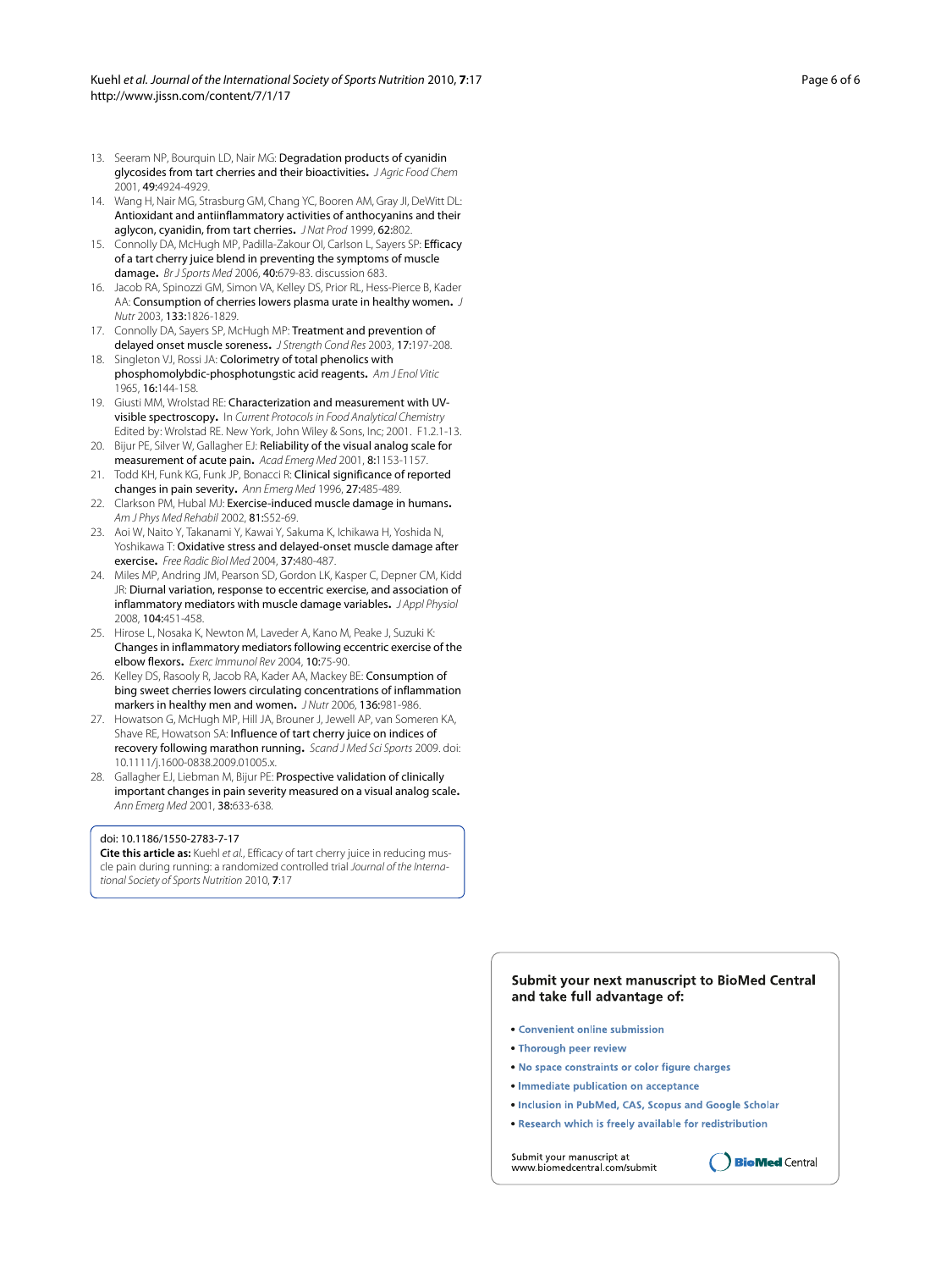13. Seeram NP, Bourquin LD, Nair MG: **Degradation products of cyanidin glycosides from tart cherries and their bioactivities.** *J Agric Food Chem* 2001, **49**:4924-4929.
14. Wang H, Nair MG, Strasburg GM, Chang YC, Booren AM, Gray JI, DeWitt DL: **Antioxidant and antiinflammatory activities of anthocyanins and their aglycon, cyanidin, from tart cherries.** *J Nat Prod* 1999, **62**:802.
15. Connolly DA, McHugh MP, Padilla-Zakour OI, Carlson L, Sayers SP: **Efficacy of a tart cherry juice blend in preventing the symptoms of muscle damage.** *Br J Sports Med* 2006, **40**:679-83. discussion 683.
16. Jacob RA, Spinozzi GM, Simon VA, Kelley DS, Prior RL, Hess-Pierce B, Kader AA: **Consumption of cherries lowers plasma urate in healthy women.** *J Nutr* 2003, **133**:1826-1829.
17. Connolly DA, Sayers SP, McHugh MP: **Treatment and prevention of delayed onset muscle soreness.** *J Strength Cond Res* 2003, **17**:197-208.
18. Singleton VJ, Rossi JA: **Colorimetry of total phenolics with phosphomolybdic-phosphotungstic acid reagents.** *Am J Enol Vitic* 1965, **16**:144-158.
19. Giusti MM, Wrolstad RE: **Characterization and measurement with UV-visible spectroscopy.** In *Current Protocols in Food Analytical Chemistry* Edited by: Wrolstad RE. New York, John Wiley & Sons, Inc; 2001. F1.2.1-13.
20. Bijur PE, Silver W, Gallagher EJ: **Reliability of the visual analog scale for measurement of acute pain.** *Acad Emerg Med* 2001, **8**:1153-1157.
21. Todd KH, Funk KG, Funk JP, Bonacci R: **Clinical significance of reported changes in pain severity.** *Ann Emerg Med* 1996, **27**:485-489.
22. Clarkson PM, Hubal MJ: **Exercise-induced muscle damage in humans.** *Am J Phys Med Rehabil* 2002, **81**:S52-69.
23. Aoi W, Naito Y, Takanami Y, Kawai Y, Sakuma K, Ichikawa H, Yoshida N, Yoshikawa T: **Oxidative stress and delayed-onset muscle damage after exercise.** *Free Radic Biol Med* 2004, **37**:480-487.
24. Miles MP, Andring JM, Pearson SD, Gordon LK, Kasper C, Depner CM, Kidd JR: **Diurnal variation, response to eccentric exercise, and association of inflammatory mediators with muscle damage variables.** *J Appl Physiol* 2008, **104**:451-458.
25. Hirose L, Nosaka K, Newton M, Laveder A, Kano M, Peake J, Suzuki K: **Changes in inflammatory mediators following eccentric exercise of the elbow flexors.** *Exerc Immunol Rev* 2004, **10**:75-90.
26. Kelley DS, Rasooly R, Jacob RA, Kader AA, Mackey BE: **Consumption of bing sweet cherries lowers circulating concentrations of inflammation markers in healthy men and women.** *J Nutr* 2006, **136**:981-986.
27. Howatson G, McHugh MP, Hill JA, Brouner J, Jewell AP, van Someren KA, Shave RE, Howatson SA: **Influence of tart cherry juice on indices of recovery following marathon running.** *Scand J Med Sci Sports* 2009. doi: 10.1111/j.1600-0838.2009.01005.x.
28. Gallagher EJ, Liebman M, Bijur PE: **Prospective validation of clinically important changes in pain severity measured on a visual analog scale.** *Ann Emerg Med* 2001, **38**:633-638.

doi: 10.1186/1550-2783-7-17

**Cite this article as:** Kuehl *et al.*, Efficacy of tart cherry juice in reducing muscle pain during running: a randomized controlled trial *Journal of the International Society of Sports Nutrition* 2010, **7**:17

**Submit your next manuscript to BioMed Central and take full advantage of:**

- **Convenient online submission**
- **Thorough peer review**
- **No space constraints or color figure charges**
- **Immediate publication on acceptance**
- **Inclusion in PubMed, CAS, Scopus and Google Scholar**
- **Research which is freely available for redistribution**

Submit your manuscript at www.biomedcentral.com/submit

BioMed Central